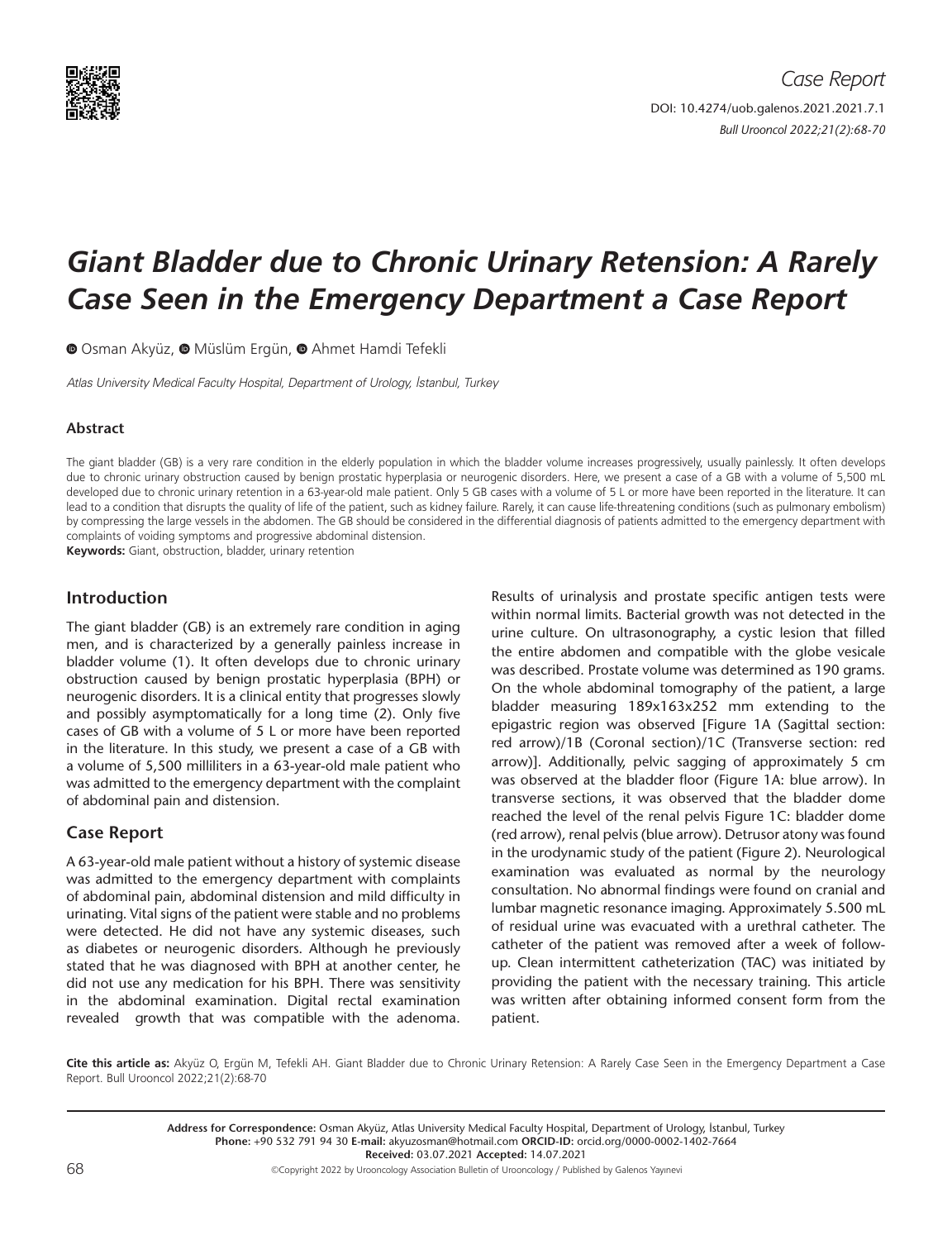*Case Report*

DOI: 10.4274/uob.galenos.2021.2021.7.1

# Giant Bladder due to Chronic Urinary Retension: A Rarely Case Seen in the Emergency Department a Case Report

Osman Akyüz, Müslüm Ergün, Ahmet Hamdi Tefekli

*Atlas University Medical Faculty Hospital, Department of Urology, İstanbul, Turkey*

### Abstract

The giant bladder (GB) is a very rare condition in the elderly population in which the bladder volume increases progressively, usually painlessly. It often develops due to chronic urinary obstruction caused by benign prostatic hyperplasia or neurogenic disorders. Here, we present a case of a GB with a volume of 5,500 mL developed due to chronic urinary retention in a 63-year-old male patient. Only 5 GB cases with a volume of 5 L or more have been reported in the literature. It can lead to a condition that disrupts the quality of life of the patient, such as kidney failure. Rarely, it can cause life-threatening conditions (such as pulmonary embolism) by compressing the large vessels in the abdomen. The GB should be considered in the differential diagnosis of patients admitted to the emergency department with complaints of voiding symptoms and progressive abdominal distension.

**Keywords:** Giant, obstruction, bladder, urinary retention

## Introduction

The giant bladder (GB) is an extremely rare condition in aging men, and is characterized by a generally painless increase in bladder volume (1). It often develops due to chronic urinary obstruction caused by benign prostatic hyperplasia (BPH) or neurogenic disorders. It is a clinical entity that progresses slowly and possibly asymptomatically for a long time (2). Only five cases of GB with a volume of 5 L or more have been reported in the literature. In this study, we present a case of a GB with a volume of 5,500 milliliters in a 63-year-old male patient who was admitted to the emergency department with the complaint of abdominal pain and distension.

## Case Report

A 63-year-old male patient without a history of systemic disease was admitted to the emergency department with complaints of abdominal pain, abdominal distension and mild difficulty in urinating. Vital signs of the patient were stable and no problems were detected. He did not have any systemic diseases, such as diabetes or neurogenic disorders. Although he previously stated that he was diagnosed with BPH at another center, he did not use any medication for his BPH. There was sensitivity in the abdominal examination. Digital rectal examination revealed growth that was compatible with the adenoma. Results of urinalysis and prostate specific antigen tests were within normal limits. Bacterial growth was not detected in the urine culture. On ultrasonography, a cystic lesion that filled the entire abdomen and compatible with the globe vesicale was described. Prostate volume was determined as 190 grams. On the whole abdominal tomography of the patient, a large bladder measuring 189x163x252 mm extending to the epigastric region was observed [Figure 1A (Sagittal section: red arrow)/1B (Coronal section)/1C (Transverse section: red arrow)]. Additionally, pelvic sagging of approximately 5 cm was observed at the bladder floor (Figure 1A: blue arrow). In transverse sections, it was observed that the bladder dome reached the level of the renal pelvis Figure 1C: bladder dome (red arrow), renal pelvis (blue arrow). Detrusor atony was found in the urodynamic study of the patient (Figure 2). Neurological examination was evaluated as normal by the neurology consultation. No abnormal findings were found on cranial and lumbar magnetic resonance imaging. Approximately 5.500 mL of residual urine was evacuated with a urethral catheter. The catheter of the patient was removed after a week of follow-up. Clean intermittent catheterization (TAC) was initiated by providing the patient with the necessary training. This article was written after obtaining informed consent form from the patient.

**Cite this article as:** Akyüz O, Ergün M, Tefekli AH. Giant Bladder due to Chronic Urinary Retension: A Rarely Case Seen in the Emergency Department a Case Report. Bull Urooncol 2022;21(2):68-70

**Address for Correspondence:** Osman Akyüz, Atlas University Medical Faculty Hospital, Department of Urology, İstanbul, Turkey
**Phone:** +90 532 791 94 30 **E-mail:** akyuzosman@hotmail.com **ORCID-ID:** orcid.org/0000-0002-1402-7664
**Received:** 03.07.2021 **Accepted:** 14.07.2021

©Copyright 2022 by Urooncology Association Bulletin of Urooncology / Published by Galenos Yayınevi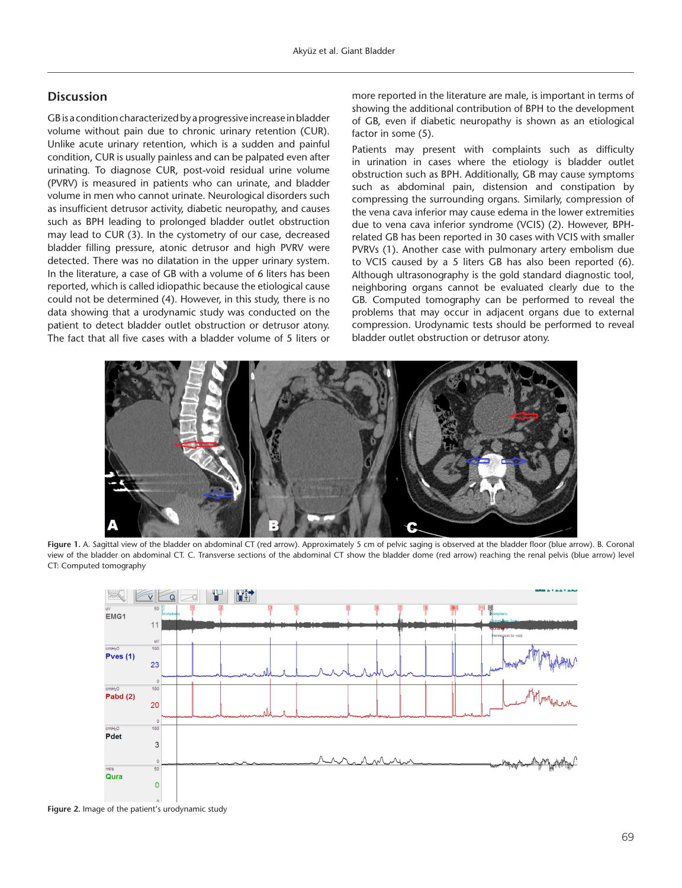## Discussion

GB is a condition characterized by a progressive increase in bladder volume without pain due to chronic urinary retention (CUR). Unlike acute urinary retention, which is a sudden and painful condition, CUR is usually painless and can be palpated even after urinating. To diagnose CUR, post-void residual urine volume (PVRV) is measured in patients who can urinate, and bladder volume in men who cannot urinate. Neurological disorders such as insufficient detrusor activity, diabetic neuropathy, and causes such as BPH leading to prolonged bladder outlet obstruction may lead to CUR (3). In the cystometry of our case, decreased bladder filling pressure, atonic detrusor and high PVRV were detected. There was no dilatation in the upper urinary system. In the literature, a case of GB with a volume of 6 liters has been reported, which is called idiopathic because the etiological cause could not be determined (4). However, in this study, there is no data showing that a urodynamic study was conducted on the patient to detect bladder outlet obstruction or detrusor atony. The fact that all five cases with a bladder volume of 5 liters or more reported in the literature are male, is important in terms of showing the additional contribution of BPH to the development of GB, even if diabetic neuropathy is shown as an etiological factor in some (5).

Patients may present with complaints such as difficulty in urination in cases where the etiology is bladder outlet obstruction such as BPH. Additionally, GB may cause symptoms such as abdominal pain, distension and constipation by compressing the surrounding organs. Similarly, compression of the vena cava inferior may cause edema in the lower extremities due to vena cava inferior syndrome (VCIS) (2). However, BPH-related GB has been reported in 30 cases with VCIS with smaller PVRVs (1). Another case with pulmonary artery embolism due to VCIS caused by a 5 liters GB has also been reported (6). Although ultrasonography is the gold standard diagnostic tool, neighboring organs cannot be evaluated clearly due to the GB. Computed tomography can be performed to reveal the problems that may occur in adjacent organs due to external compression. Urodynamic tests should be performed to reveal bladder outlet obstruction or detrusor atony.

**Figure 1.** A. Sagittal view of the bladder on abdominal CT (red arrow). Approximately 5 cm of pelvic saging is observed at the bladder floor (blue arrow). B. Coronal view of the bladder on abdominal CT. C. Transverse sections of the abdominal CT show the bladder dome (red arrow) reaching the renal pelvis (blue arrow) level CT: Computed tomography

**Figure 2.** Image of the patient's urodynamic study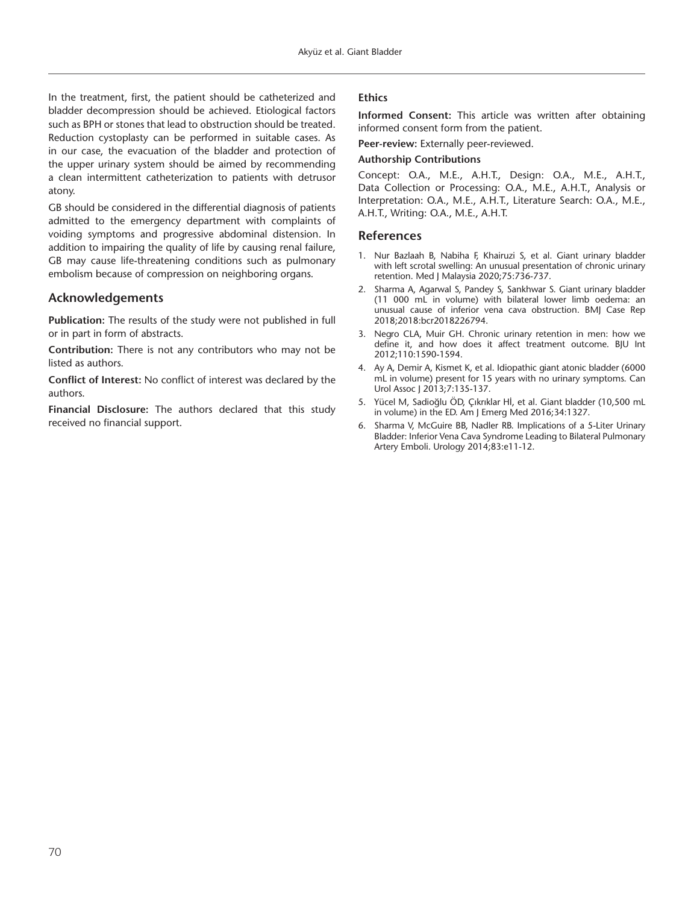In the treatment, first, the patient should be catheterized and bladder decompression should be achieved. Etiological factors such as BPH or stones that lead to obstruction should be treated. Reduction cystoplasty can be performed in suitable cases. As in our case, the evacuation of the bladder and protection of the upper urinary system should be aimed by recommending a clean intermittent catheterization to patients with detrusor atony.

GB should be considered in the differential diagnosis of patients admitted to the emergency department with complaints of voiding symptoms and progressive abdominal distension. In addition to impairing the quality of life by causing renal failure, GB may cause life-threatening conditions such as pulmonary embolism because of compression on neighboring organs.

## Acknowledgements

**Publication:** The results of the study were not published in full or in part in form of abstracts.

**Contribution:** There is not any contributors who may not be listed as authors.

**Conflict of Interest:** No conflict of interest was declared by the authors.

**Financial Disclosure:** The authors declared that this study received no financial support.

### Ethics

**Informed Consent:** This article was written after obtaining informed consent form from the patient.

**Peer-review:** Externally peer-reviewed.

#### Authorship Contributions

Concept: O.A., M.E., A.H.T., Design: O.A., M.E., A.H.T., Data Collection or Processing: O.A., M.E., A.H.T., Analysis or Interpretation: O.A., M.E., A.H.T., Literature Search: O.A., M.E., A.H.T., Writing: O.A., M.E., A.H.T.

## References

1. Nur Bazlaah B, Nabiha F, Khairuzi S, et al. Giant urinary bladder with left scrotal swelling: An unusual presentation of chronic urinary retention. Med J Malaysia 2020;75:736-737.
2. Sharma A, Agarwal S, Pandey S, Sankhwar S. Giant urinary bladder (11 000 mL in volume) with bilateral lower limb oedema: an unusual cause of inferior vena cava obstruction. BMJ Case Rep 2018;2018:bcr2018226794.
3. Negro CLA, Muir GH. Chronic urinary retention in men: how we define it, and how does it affect treatment outcome. BJU Int 2012;110:1590-1594.
4. Ay A, Demir A, Kismet K, et al. Idiopathic giant atonic bladder (6000 mL in volume) present for 15 years with no urinary symptoms. Can Urol Assoc J 2013;7:135-137.
5. Yücel M, Sadioğlu ÖD, Çıkrıklar Hİ, et al. Giant bladder (10,500 mL in volume) in the ED. Am J Emerg Med 2016;34:1327.
6. Sharma V, McGuire BB, Nadler RB. Implications of a 5-Liter Urinary Bladder: Inferior Vena Cava Syndrome Leading to Bilateral Pulmonary Artery Emboli. Urology 2014;83:e11-12.